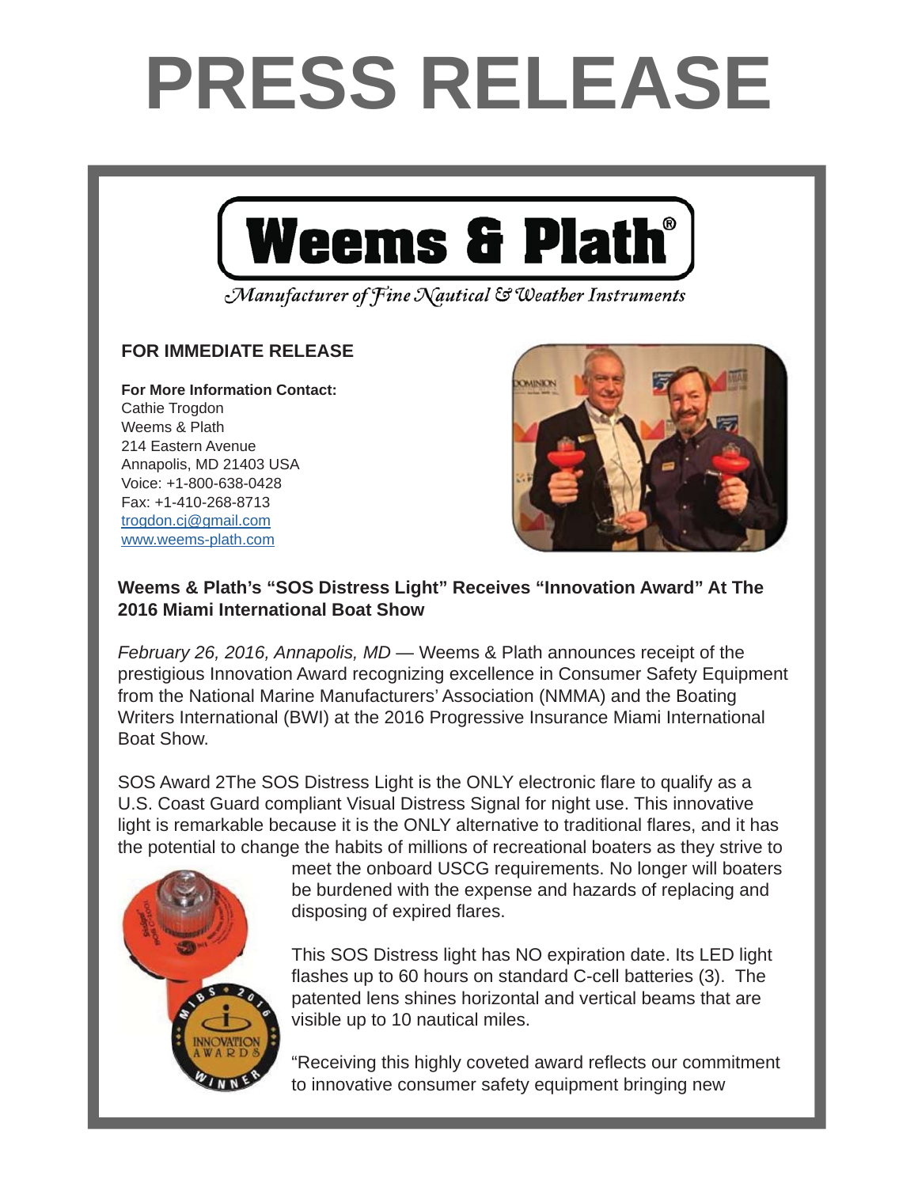# PRESS RELEASE

**Weems & Plath®**

*Manufacturer of Fine Nautical & Weather Instruments*

**FOR IMMEDIATE RELEASE**

**For More Information Contact:**
Cathie Trogdon
Weems & Plath
214 Eastern Avenue
Annapolis, MD 21403 USA
Voice: +1-800-638-0428
Fax: +1-410-268-8713
trogdon.cj@gmail.com
www.weems-plath.com

**Weems & Plath's "SOS Distress Light" Receives "Innovation Award" At The 2016 Miami International Boat Show**

*February 26, 2016, Annapolis, MD* — Weems & Plath announces receipt of the prestigious Innovation Award recognizing excellence in Consumer Safety Equipment from the National Marine Manufacturers' Association (NMMA) and the Boating Writers International (BWI) at the 2016 Progressive Insurance Miami International Boat Show.

SOS Award 2The SOS Distress Light is the ONLY electronic flare to qualify as a U.S. Coast Guard compliant Visual Distress Signal for night use. This innovative light is remarkable because it is the ONLY alternative to traditional flares, and it has the potential to change the habits of millions of recreational boaters as they strive to meet the onboard USCG requirements. No longer will boaters be burdened with the expense and hazards of replacing and disposing of expired flares.

This SOS Distress light has NO expiration date. Its LED light flashes up to 60 hours on standard C-cell batteries (3). The patented lens shines horizontal and vertical beams that are visible up to 10 nautical miles.

"Receiving this highly coveted award reflects our commitment to innovative consumer safety equipment bringing new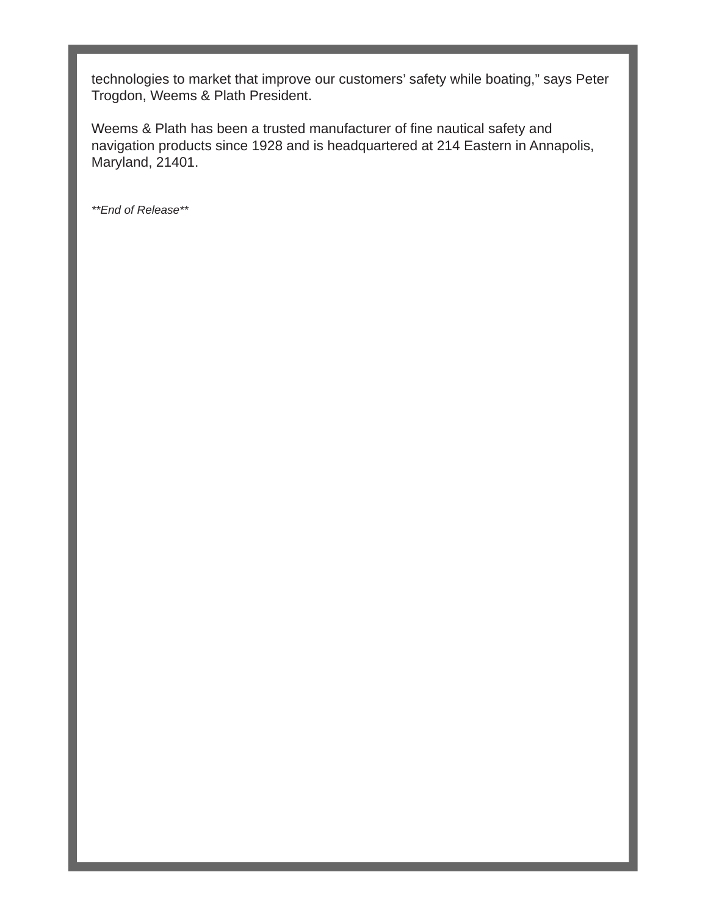technologies to market that improve our customers' safety while boating," says Peter Trogdon, Weems & Plath President.

Weems & Plath has been a trusted manufacturer of fine nautical safety and navigation products since 1928 and is headquartered at 214 Eastern in Annapolis, Maryland, 21401.

*\*\*End of Release\*\**